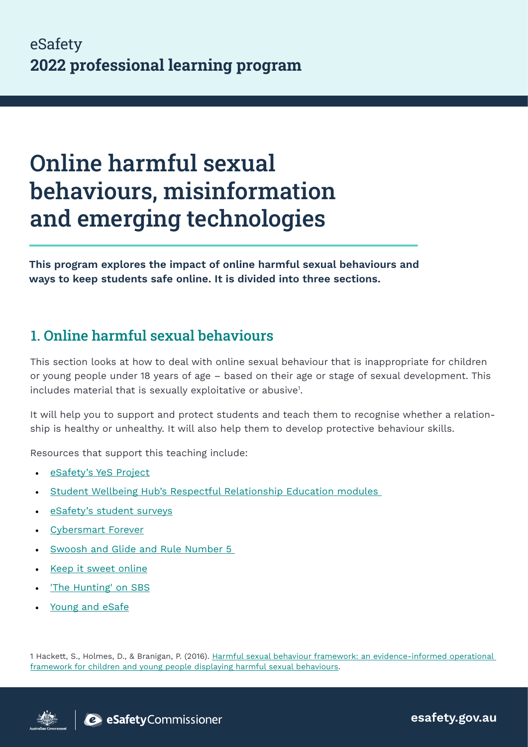eSafety

**2022 professional learning program**

# Online harmful sexual behaviours, misinformation and emerging technologies

**This program explores the impact of online harmful sexual behaviours and ways to keep students safe online. It is divided into three sections.**

## 1. Online harmful sexual behaviours

This section looks at how to deal with online sexual behaviour that is inappropriate for children or young people under 18 years of age – based on their age or stage of sexual development. This includes material that is sexually exploitative or abusive[1].

It will help you to support and protect students and teach them to recognise whether a relationship is healthy or unhealthy. It will also help them to develop protective behaviour skills.

Resources that support this teaching include:

- eSafety's YeS Project
- Student Wellbeing Hub's Respectful Relationship Education modules
- eSafety's student surveys
- Cybersmart Forever
- Swoosh and Glide and Rule Number 5
- Keep it sweet online
- 'The Hunting' on SBS
- Young and eSafe

1 Hackett, S., Holmes, D., & Branigan, P. (2016). Harmful sexual behaviour framework: an evidence-informed operational framework for children and young people displaying harmful sexual behaviours.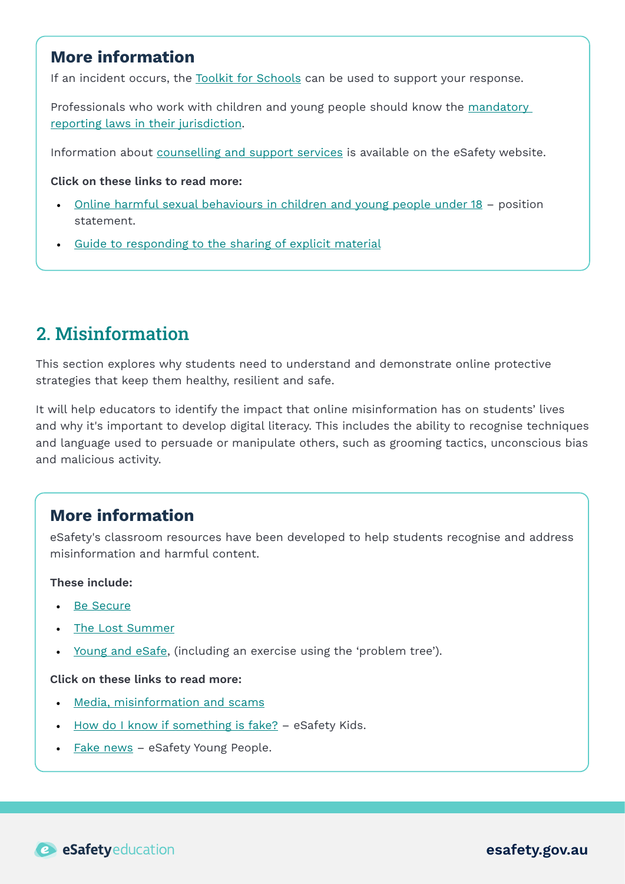### More information

If an incident occurs, the Toolkit for Schools can be used to support your response.

Professionals who work with children and young people should know the mandatory reporting laws in their jurisdiction.

Information about counselling and support services is available on the eSafety website.

**Click on these links to read more:**

- Online harmful sexual behaviours in children and young people under 18 – position statement.
- Guide to responding to the sharing of explicit material

## 2. Misinformation

This section explores why students need to understand and demonstrate online protective strategies that keep them healthy, resilient and safe.

It will help educators to identify the impact that online misinformation has on students' lives and why it's important to develop digital literacy. This includes the ability to recognise techniques and language used to persuade or manipulate others, such as grooming tactics, unconscious bias and malicious activity.

### More information

eSafety's classroom resources have been developed to help students recognise and address misinformation and harmful content.

**These include:**

- Be Secure
- The Lost Summer
- Young and eSafe, (including an exercise using the 'problem tree').

**Click on these links to read more:**

- Media, misinformation and scams
- How do I know if something is fake? – eSafety Kids.
- Fake news – eSafety Young People.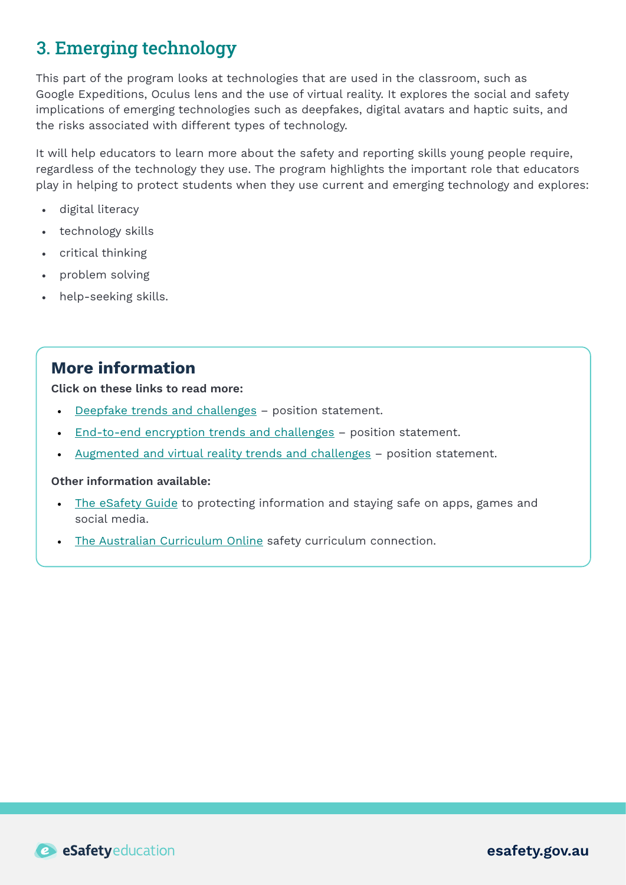## 3. Emerging technology

This part of the program looks at technologies that are used in the classroom, such as Google Expeditions, Oculus lens and the use of virtual reality. It explores the social and safety implications of emerging technologies such as deepfakes, digital avatars and haptic suits, and the risks associated with different types of technology.

It will help educators to learn more about the safety and reporting skills young people require, regardless of the technology they use. The program highlights the important role that educators play in helping to protect students when they use current and emerging technology and explores:

- digital literacy
- technology skills
- critical thinking
- problem solving
- help-seeking skills.

### More information

**Click on these links to read more:**

- Deepfake trends and challenges – position statement.
- End-to-end encryption trends and challenges – position statement.
- Augmented and virtual reality trends and challenges – position statement.

**Other information available:**

- The eSafety Guide to protecting information and staying safe on apps, games and social media.
- The Australian Curriculum Online safety curriculum connection.